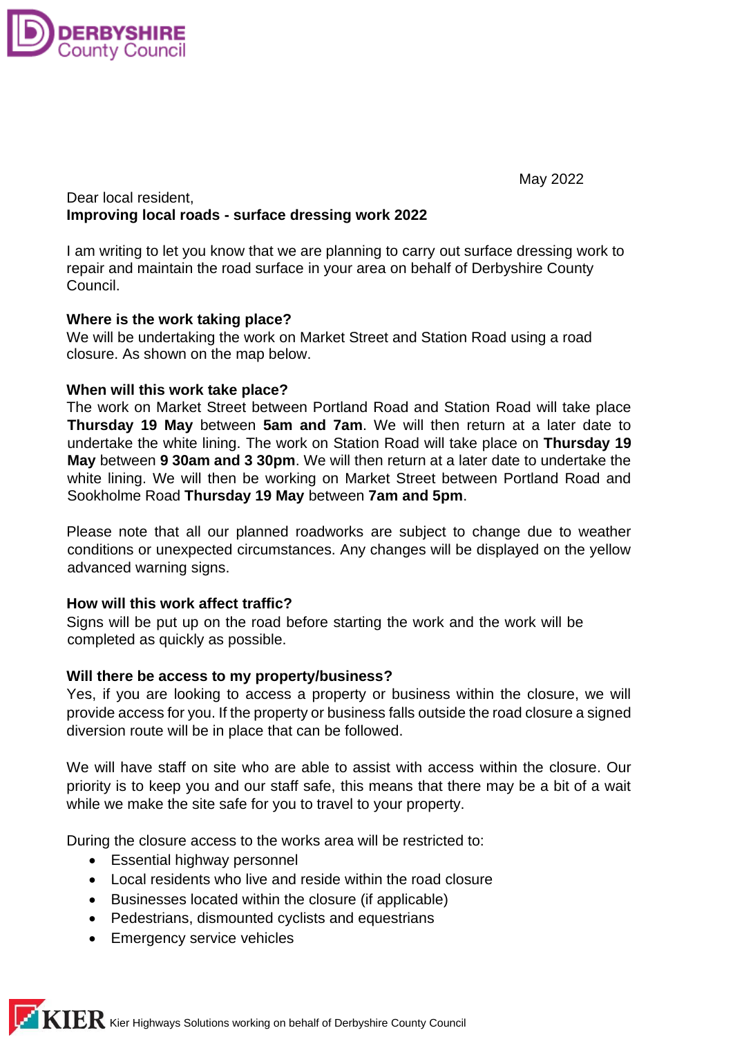DERBYSHIRE
County Council

May 2022

Dear local resident,
**Improving local roads - surface dressing work 2022**

I am writing to let you know that we are planning to carry out surface dressing work to repair and maintain the road surface in your area on behalf of Derbyshire County Council.

**Where is the work taking place?**
We will be undertaking the work on Market Street and Station Road using a road closure. As shown on the map below.

**When will this work take place?**
The work on Market Street between Portland Road and Station Road will take place **Thursday 19 May** between **5am and 7am**. We will then return at a later date to undertake the white lining. The work on Station Road will take place on **Thursday 19 May** between **9 30am and 3 30pm**. We will then return at a later date to undertake the white lining. We will then be working on Market Street between Portland Road and Sookholme Road **Thursday 19 May** between **7am and 5pm**.

Please note that all our planned roadworks are subject to change due to weather conditions or unexpected circumstances. Any changes will be displayed on the yellow advanced warning signs.

**How will this work affect traffic?**
Signs will be put up on the road before starting the work and the work will be completed as quickly as possible.

**Will there be access to my property/business?**
Yes, if you are looking to access a property or business within the closure, we will provide access for you. If the property or business falls outside the road closure a signed diversion route will be in place that can be followed.

We will have staff on site who are able to assist with access within the closure. Our priority is to keep you and our staff safe, this means that there may be a bit of a wait while we make the site safe for you to travel to your property.

During the closure access to the works area will be restricted to:

- Essential highway personnel
- Local residents who live and reside within the road closure
- Businesses located within the closure (if applicable)
- Pedestrians, dismounted cyclists and equestrians
- Emergency service vehicles

KIER Kier Highways Solutions working on behalf of Derbyshire County Council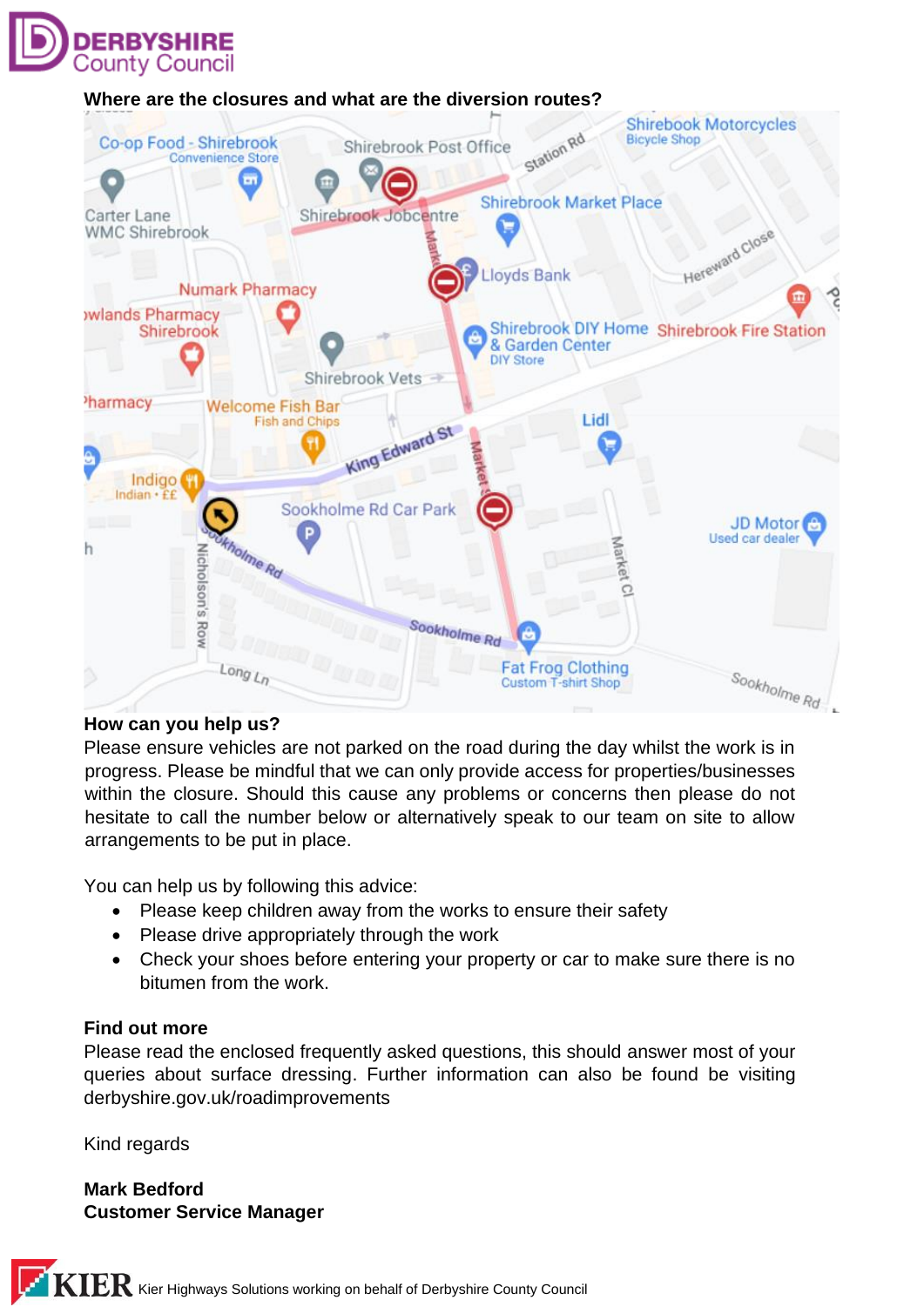**Where are the closures and what are the diversion routes?**

**How can you help us?**

Please ensure vehicles are not parked on the road during the day whilst the work is in progress. Please be mindful that we can only provide access for properties/businesses within the closure. Should this cause any problems or concerns then please do not hesitate to call the number below or alternatively speak to our team on site to allow arrangements to be put in place.

You can help us by following this advice:

- Please keep children away from the works to ensure their safety
- Please drive appropriately through the work
- Check your shoes before entering your property or car to make sure there is no bitumen from the work.

**Find out more**

Please read the enclosed frequently asked questions, this should answer most of your queries about surface dressing. Further information can also be found be visiting derbyshire.gov.uk/roadimprovements

Kind regards

**Mark Bedford**
**Customer Service Manager**

KIER Kier Highways Solutions working on behalf of Derbyshire County Council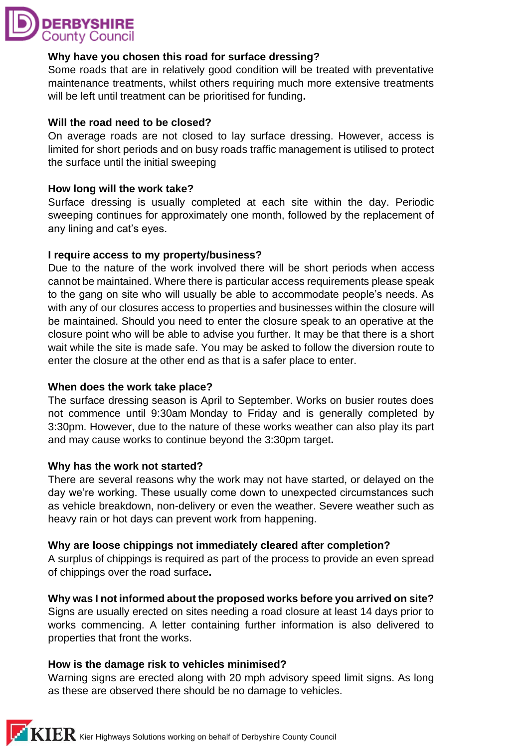### Why have you chosen this road for surface dressing?

Some roads that are in relatively good condition will be treated with preventative maintenance treatments, whilst others requiring much more extensive treatments will be left until treatment can be prioritised for funding.

### Will the road need to be closed?

On average roads are not closed to lay surface dressing. However, access is limited for short periods and on busy roads traffic management is utilised to protect the surface until the initial sweeping

### How long will the work take?

Surface dressing is usually completed at each site within the day. Periodic sweeping continues for approximately one month, followed by the replacement of any lining and cat's eyes.

### I require access to my property/business?

Due to the nature of the work involved there will be short periods when access cannot be maintained. Where there is particular access requirements please speak to the gang on site who will usually be able to accommodate people's needs. As with any of our closures access to properties and businesses within the closure will be maintained. Should you need to enter the closure speak to an operative at the closure point who will be able to advise you further. It may be that there is a short wait while the site is made safe. You may be asked to follow the diversion route to enter the closure at the other end as that is a safer place to enter.

### When does the work take place?

The surface dressing season is April to September. Works on busier routes does not commence until 9:30am Monday to Friday and is generally completed by 3:30pm. However, due to the nature of these works weather can also play its part and may cause works to continue beyond the 3:30pm target.

### Why has the work not started?

There are several reasons why the work may not have started, or delayed on the day we're working. These usually come down to unexpected circumstances such as vehicle breakdown, non-delivery or even the weather. Severe weather such as heavy rain or hot days can prevent work from happening.

### Why are loose chippings not immediately cleared after completion?

A surplus of chippings is required as part of the process to provide an even spread of chippings over the road surface.

### Why was I not informed about the proposed works before you arrived on site?

Signs are usually erected on sites needing a road closure at least 14 days prior to works commencing. A letter containing further information is also delivered to properties that front the works.

### How is the damage risk to vehicles minimised?

Warning signs are erected along with 20 mph advisory speed limit signs. As long as these are observed there should be no damage to vehicles.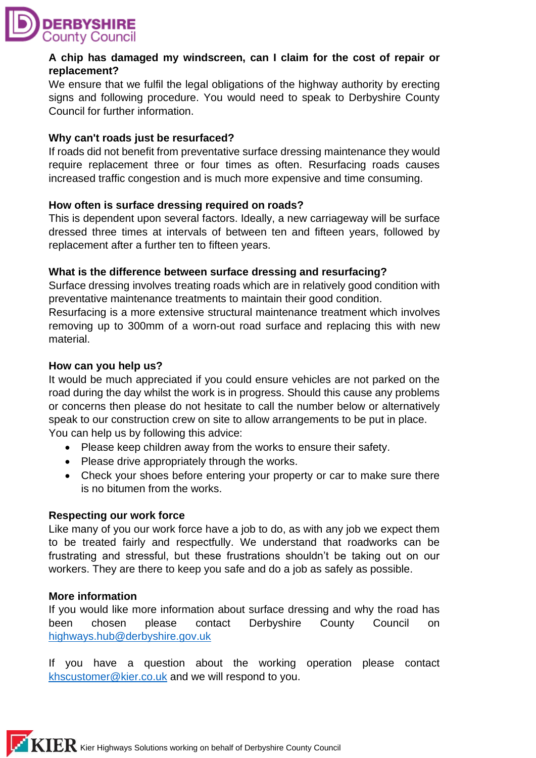**A chip has damaged my windscreen, can I claim for the cost of repair or replacement?**

We ensure that we fulfil the legal obligations of the highway authority by erecting signs and following procedure. You would need to speak to Derbyshire County Council for further information.

**Why can't roads just be resurfaced?**

If roads did not benefit from preventative surface dressing maintenance they would require replacement three or four times as often. Resurfacing roads causes increased traffic congestion and is much more expensive and time consuming.

**How often is surface dressing required on roads?**

This is dependent upon several factors. Ideally, a new carriageway will be surface dressed three times at intervals of between ten and fifteen years, followed by replacement after a further ten to fifteen years.

**What is the difference between surface dressing and resurfacing?**

Surface dressing involves treating roads which are in relatively good condition with preventative maintenance treatments to maintain their good condition.

Resurfacing is a more extensive structural maintenance treatment which involves removing up to 300mm of a worn-out road surface and replacing this with new material.

**How can you help us?**

It would be much appreciated if you could ensure vehicles are not parked on the road during the day whilst the work is in progress. Should this cause any problems or concerns then please do not hesitate to call the number below or alternatively speak to our construction crew on site to allow arrangements to be put in place.

You can help us by following this advice:

- Please keep children away from the works to ensure their safety.
- Please drive appropriately through the works.
- Check your shoes before entering your property or car to make sure there is no bitumen from the works.

**Respecting our work force**

Like many of you our work force have a job to do, as with any job we expect them to be treated fairly and respectfully. We understand that roadworks can be frustrating and stressful, but these frustrations shouldn't be taking out on our workers. They are there to keep you safe and do a job as safely as possible.

**More information**

If you would like more information about surface dressing and why the road has been chosen please contact Derbyshire County Council on highways.hub@derbyshire.gov.uk

If you have a question about the working operation please contact khscustomer@kier.co.uk and we will respond to you.

Kier Highways Solutions working on behalf of Derbyshire County Council